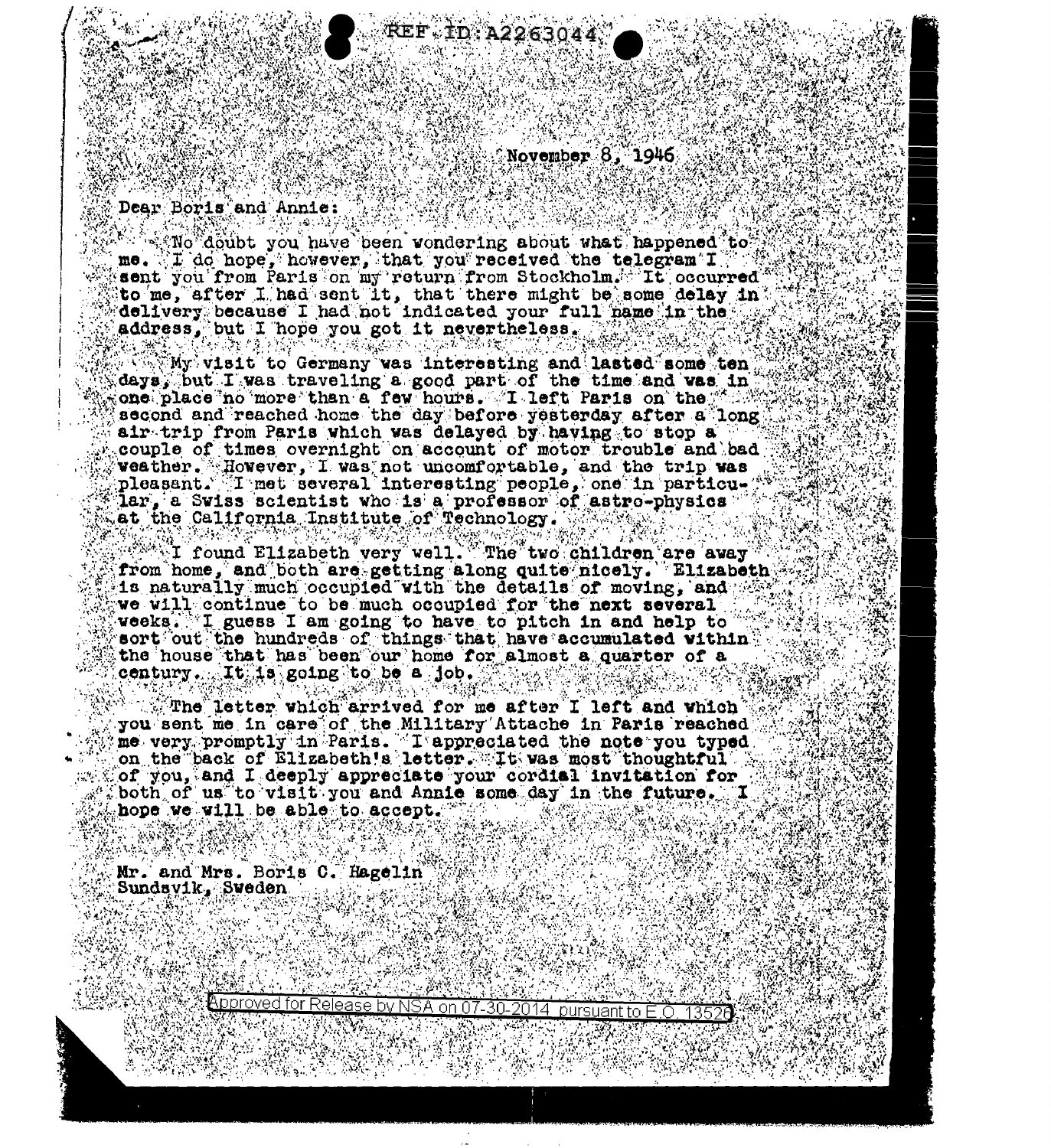REF ID:A2263044

November 8, 1946

Dear Boris and Annie:

No doubt you have been wondering about what happened to me. I do hope, however, that you received the telegram I sent you from Paris on my return from Stockholm. It occurred to me, after I had sent it, that there might be some delay in delivery because I had not indicated your full name in the address, but I hope you got it nevertheless.

My visit to Germany was interesting and lasted some ten days, but I was traveling a good part of the time and was in one place no more than a few hours. I left Paris on the second and reached home the day before yesterday after a long air trip from Paris which was delayed by having to stop a couple of times overnight on account of motor trouble and bad weather. However, I was not uncomfortable, and the trip was pleasant. I met several interesting people, one in particular, a Swiss scientist who is a professor of astro-physics at the California Institute of Technology.

I found Elizabeth very well. The two children are away from home, and both are getting along quite nicely. Elizabeth is naturally much occupied with the details of moving, and we will continue to be much occupied for the next several weeks. I guess I am going to have to pitch in and help to sort out the hundreds of things that have accumulated within the house that has been our home for almost a quarter of a century. It is going to be a job.

The letter which arrived for me after I left and which you sent me in care of the Military Attache in Paris reached me very promptly in Paris. I appreciated the note you typed on the back of Elizabeth's letter. It was most thoughtful of you, and I deeply appreciate your cordial invitation for both of us to visit you and Annie some day in the future. I hope we will be able to accept.

Mr. and Mrs. Boris C. Hagelin
Sundsvik, Sweden

Approved for Release by NSA on 07-30-2014 pursuant to E.O. 13526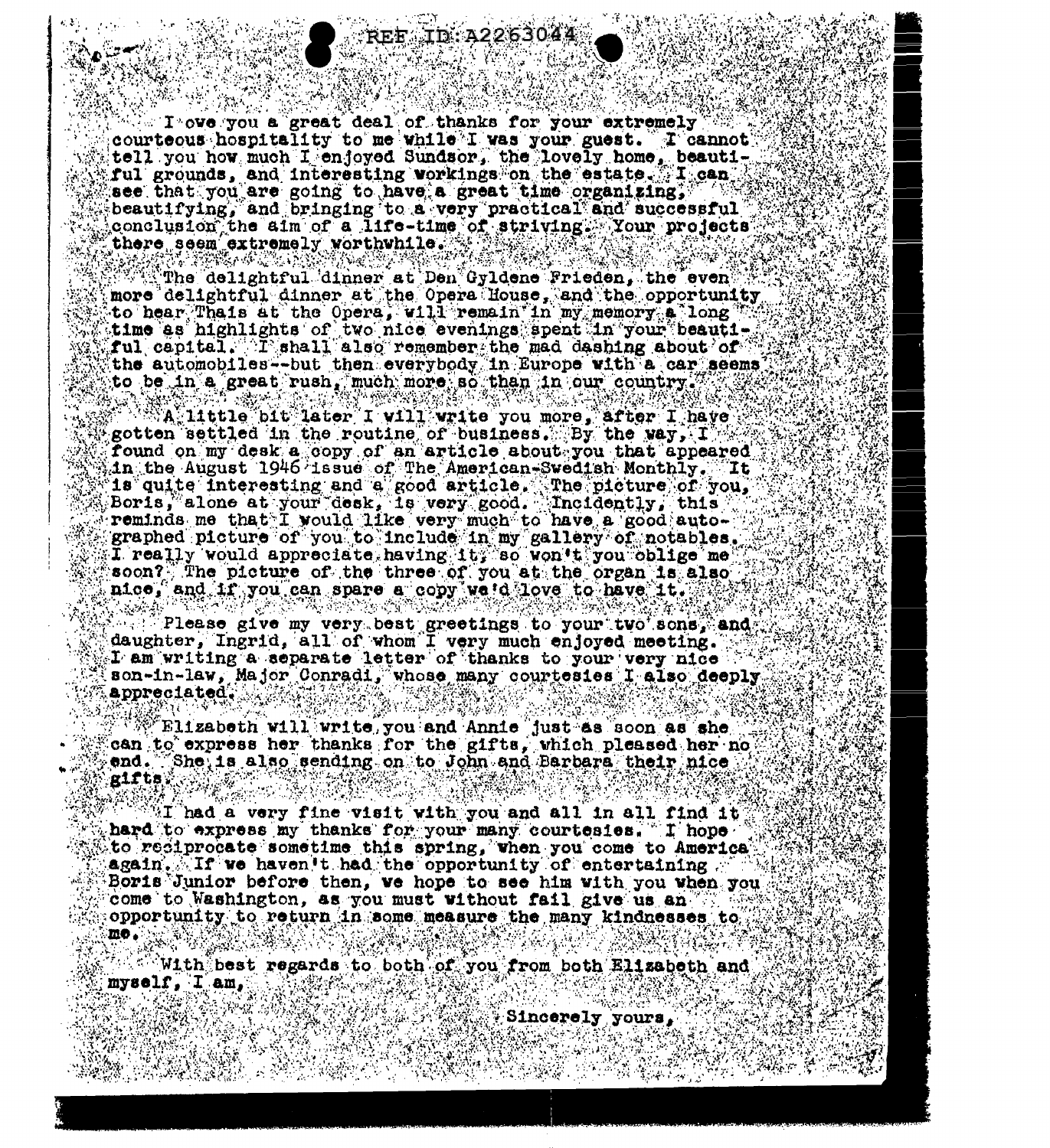REF ID:A2263044

I owe you a great deal of thanks for your extremely courteous hospitality to me while I was your guest. I cannot tell you how much I enjoyed Sundsor, the lovely home, beautiful grounds, and interesting workings on the estate. I can see that you are going to have a great time organizing, beautifying, and bringing to a very practical and successful conclusion the aim of a life-time of striving. Your projects there seem extremely worthwhile.

The delightful dinner at Den Gyldene Frieden, the even more delightful dinner at the Opera House, and the opportunity to hear Thais at the Opera, will remain in my memory a long time as highlights of two nice evenings spent in your beautiful capital. I shall also remember the mad dashing about of the automobiles--but then everybody in Europe with a car seems to be in a great rush, much more so than in our country.

A little bit later I will write you more, after I have gotten settled in the routine of business. By the way, I found on my desk a copy of an article about you that appeared in the August 1946 issue of The American-Swedish Monthly. It is quite interesting and a good article. The picture of you, Boris, alone at your desk, is very good. Incidently, this reminds me that I would like very much to have a good autographed picture of you to include in my gallery of notables. I really would appreciate having it, so won't you oblige me soon? The picture of the three of you at the organ is also nice, and if you can spare a copy we'd love to have it.

Please give my very best greetings to your two sons, and daughter, Ingrid, all of whom I very much enjoyed meeting. I am writing a separate letter of thanks to your very nice son-in-law, Major Conradi, whose many courtesies I also deeply appreciated.

Elizabeth will write you and Annie just as soon as she can to express her thanks for the gifts, which pleased her no end. She is also sending on to John and Barbara their nice gifts.

I had a very fine visit with you and all in all find it hard to express my thanks for your many courtesies. I hope to reciprocate sometime this spring, when you come to America again. If we haven't had the opportunity of entertaining Boris Junior before then, we hope to see him with you when you come to Washington, as you must without fail give us an opportunity to return in some measure the many kindnesses to me.

With best regards to both of you from both Elizabeth and myself, I am,

Sincerely yours,